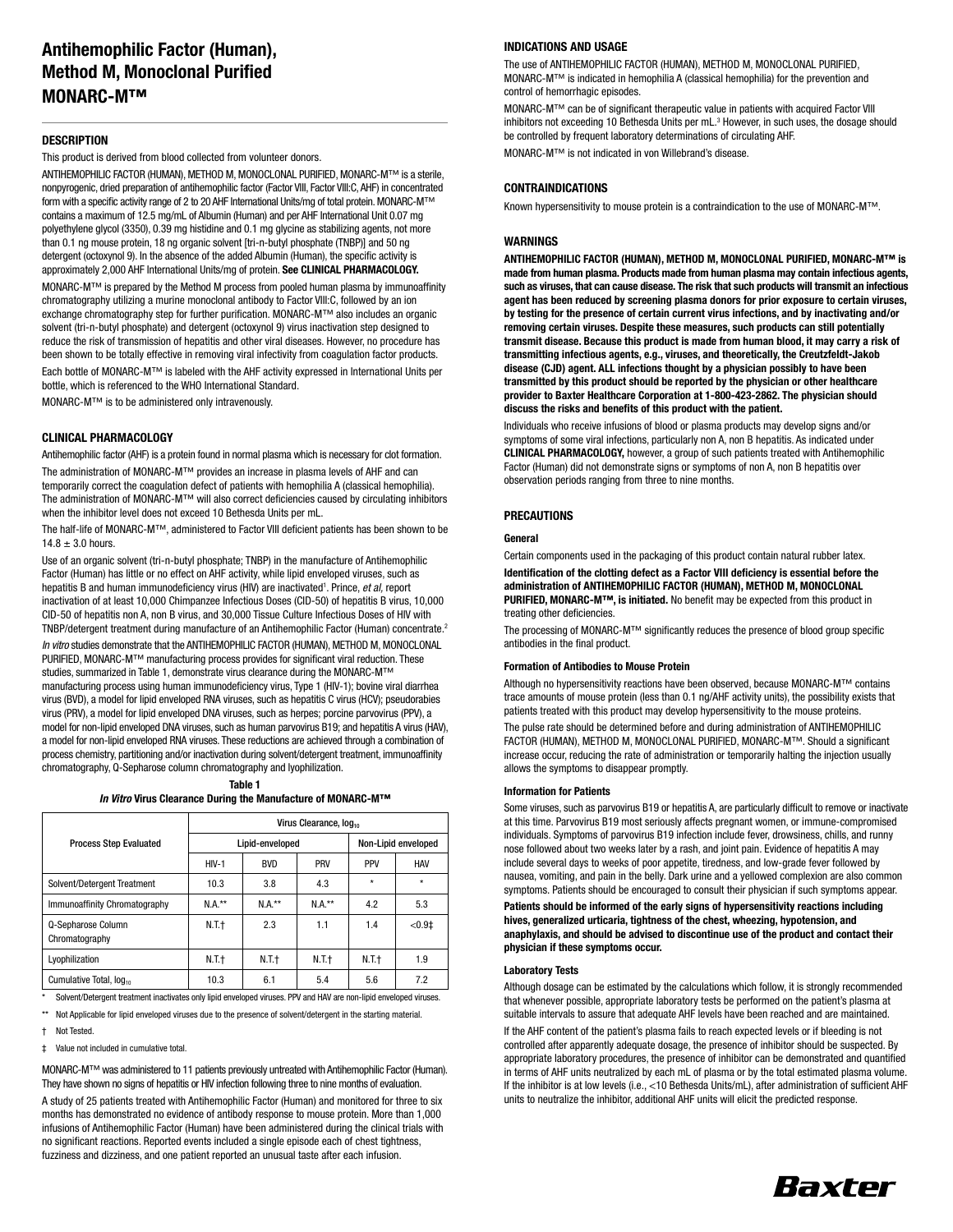# Antihemophilic Factor (Human), Method M, Monoclonal Purified MONARC-M™

## DESCRIPTION

This product is derived from blood collected from volunteer donors.

ANTIHEMOPHILIC FACTOR (HUMAN), METHOD M, MONOCLONAL PURIFIED, MONARC-M™ is a sterile, nonpyrogenic, dried preparation of antihemophilic factor (Factor VIII, Factor VIII:C, AHF) in concentrated form with a specific activity range of 2 to 20 AHF International Units/mg of total protein. MONARC-M™ contains a maximum of 12.5 mg/mL of Albumin (Human) and per AHF International Unit 0.07 mg polyethylene glycol (3350), 0.39 mg histidine and 0.1 mg glycine as stabilizing agents, not more than 0.1 ng mouse protein, 18 ng organic solvent [tri-n-butyl phosphate (TNBP)] and 50 ng detergent (octoxynol 9). In the absence of the added Albumin (Human), the specific activity is approximately 2,000 AHF International Units/mg of protein. **See CLINICAL PHARMACOLOGY.**

MONARC-M™ is prepared by the Method M process from pooled human plasma by immunoaffinity chromatography utilizing a murine monoclonal antibody to Factor VIII:C, followed by an ion exchange chromatography step for further purification. MONARC-M™ also includes an organic solvent (tri-n-butyl phosphate) and detergent (octoxynol 9) virus inactivation step designed to reduce the risk of transmission of hepatitis and other viral diseases. However, no procedure has been shown to be totally effective in removing viral infectivity from coagulation factor products.

Each bottle of MONARC-M™ is labeled with the AHF activity expressed in International Units per bottle, which is referenced to the WHO International Standard.

MONARC-M™ is to be administered only intravenously.

## CLINICAL PHARMACOLOGY

Antihemophilic factor (AHF) is a protein found in normal plasma which is necessary for clot formation.

The administration of MONARC-M™ provides an increase in plasma levels of AHF and can temporarily correct the coagulation defect of patients with hemophilia A (classical hemophilia). The administration of MONARC-M™ will also correct deficiencies caused by circulating inhibitors when the inhibitor level does not exceed 10 Bethesda Units per mL.

The half-life of MONARC-M™, administered to Factor VIII deficient patients has been shown to be $14.8 \pm 3.0$ hours.

Use of an organic solvent (tri-n-butyl phosphate; TNBP) in the manufacture of Antihemophilic Factor (Human) has little or no effect on AHF activity, while lipid enveloped viruses, such as hepatitis B and human immunodeficiency virus (HIV) are inactivated[1]. Prince, *et al*, report inactivation of at least 10,000 Chimpanzee Infectious Doses (CID-50) of hepatitis B virus, 10,000 CID-50 of hepatitis non A, non B virus, and 30,000 Tissue Culture Infectious Doses of HIV with TNBP/detergent treatment during manufacture of an Antihemophilic Factor (Human) concentrate.[2]

*In vitro* studies demonstrate that the ANTIHEMOPHILIC FACTOR (HUMAN), METHOD M, MONOCLONAL PURIFIED, MONARC-M™ manufacturing process provides for significant viral reduction. These studies, summarized in Table 1, demonstrate virus clearance during the MONARC-M™ manufacturing process using human immunodeficiency virus, Type 1 (HIV-1); bovine viral diarrhea virus (BVD), a model for lipid enveloped RNA viruses, such as hepatitis C virus (HCV); pseudorabies virus (PRV), a model for lipid enveloped DNA viruses, such as herpes; porcine parvovirus (PPV), a model for non-lipid enveloped DNA viruses, such as human parvovirus B19; and hepatitis A virus (HAV), a model for non-lipid enveloped RNA viruses. These reductions are achieved through a combination of process chemistry, partitioning and/or inactivation during solvent/detergent treatment, immunoaffinity chromatography, Q-Sepharose column chromatography and lyophilization.

**Table 1**
***In Vitro* Virus Clearance During the Manufacture of MONARC-M™**

| Process Step Evaluated | Virus Clearance, $\log_{10}$ | | | | |
|---|---|---|---|---|---|
| | Lipid-enveloped | | | Non-Lipid enveloped | |
| | HIV-1 | BVD | PRV | PPV | HAV |
| Solvent/Detergent Treatment | 10.3 | 3.8 | 4.3 | * | * |
| Immunoaffinity Chromatography | N.A.** | N.A.** | N.A.** | 4.2 | 5.3 |
| Q-Sepharose Column Chromatography | N.T.† | 2.3 | 1.1 | 1.4 | <0.9‡ |
| Lyophilization | N.T.† | N.T.† | N.T.† | N.T.† | 1.9 |
| Cumulative Total, $\log_{10}$ | 10.3 | 6.1 | 5.4 | 5.6 | 7.2 |

\* Solvent/Detergent treatment inactivates only lipid enveloped viruses. PPV and HAV are non-lipid enveloped viruses.

** Not Applicable for lipid enveloped viruses due to the presence of solvent/detergent in the starting material.

† Not Tested.

‡ Value not included in cumulative total.

MONARC-M™ was administered to 11 patients previously untreated with Antihemophilic Factor (Human). They have shown no signs of hepatitis or HIV infection following three to nine months of evaluation.

A study of 25 patients treated with Antihemophilic Factor (Human) and monitored for three to six months has demonstrated no evidence of antibody response to mouse protein. More than 1,000 infusions of Antihemophilic Factor (Human) have been administered during the clinical trials with no significant reactions. Reported events included a single episode each of chest tightness, fuzziness and dizziness, and one patient reported an unusual taste after each infusion.

## INDICATIONS AND USAGE

The use of ANTIHEMOPHILIC FACTOR (HUMAN), METHOD M, MONOCLONAL PURIFIED, MONARC-M™ is indicated in hemophilia A (classical hemophilia) for the prevention and control of hemorrhagic episodes.

MONARC-M™ can be of significant therapeutic value in patients with acquired Factor VIII inhibitors not exceeding 10 Bethesda Units per mL.[3] However, in such uses, the dosage should be controlled by frequent laboratory determinations of circulating AHF.

MONARC-M™ is not indicated in von Willebrand's disease.

## CONTRAINDICATIONS

Known hypersensitivity to mouse protein is a contraindication to the use of MONARC-M™.

## WARNINGS

**ANTIHEMOPHILIC FACTOR (HUMAN), METHOD M, MONOCLONAL PURIFIED, MONARC-M™ is made from human plasma. Products made from human plasma may contain infectious agents, such as viruses, that can cause disease. The risk that such products will transmit an infectious agent has been reduced by screening plasma donors for prior exposure to certain viruses, by testing for the presence of certain current virus infections, and by inactivating and/or removing certain viruses. Despite these measures, such products can still potentially transmit disease. Because this product is made from human blood, it may carry a risk of transmitting infectious agents, e.g., viruses, and theoretically, the Creutzfeldt-Jakob disease (CJD) agent. ALL infections thought by a physician possibly to have been transmitted by this product should be reported by the physician or other healthcare provider to Baxter Healthcare Corporation at 1-800-423-2862. The physician should discuss the risks and benefits of this product with the patient.**

Individuals who receive infusions of blood or plasma products may develop signs and/or symptoms of some viral infections, particularly non A, non B hepatitis. As indicated under **CLINICAL PHARMACOLOGY,** however, a group of such patients treated with Antihemophilic Factor (Human) did not demonstrate signs or symptoms of non A, non B hepatitis over observation periods ranging from three to nine months.

## PRECAUTIONS

### General

Certain components used in the packaging of this product contain natural rubber latex.

**Identification of the clotting defect as a Factor VIII deficiency is essential before the administration of ANTIHEMOPHILIC FACTOR (HUMAN), METHOD M, MONOCLONAL PURIFIED, MONARC-M™, is initiated.** No benefit may be expected from this product in treating other deficiencies.

The processing of MONARC-M™ significantly reduces the presence of blood group specific antibodies in the final product.

### Formation of Antibodies to Mouse Protein

Although no hypersensitivity reactions have been observed, because MONARC-M™ contains trace amounts of mouse protein (less than 0.1 ng/AHF activity units), the possibility exists that patients treated with this product may develop hypersensitivity to the mouse proteins.

The pulse rate should be determined before and during administration of ANTIHEMOPHILIC FACTOR (HUMAN), METHOD M, MONOCLONAL PURIFIED, MONARC-M™. Should a significant increase occur, reducing the rate of administration or temporarily halting the injection usually allows the symptoms to disappear promptly.

### Information for Patients

Some viruses, such as parvovirus B19 or hepatitis A, are particularly difficult to remove or inactivate at this time. Parvovirus B19 most seriously affects pregnant women, or immune-compromised individuals. Symptoms of parvovirus B19 infection include fever, drowsiness, chills, and runny nose followed about two weeks later by a rash, and joint pain. Evidence of hepatitis A may include several days to weeks of poor appetite, tiredness, and low-grade fever followed by nausea, vomiting, and pain in the belly. Dark urine and a yellowed complexion are also common symptoms. Patients should be encouraged to consult their physician if such symptoms appear.

**Patients should be informed of the early signs of hypersensitivity reactions including hives, generalized urticaria, tightness of the chest, wheezing, hypotension, and anaphylaxis, and should be advised to discontinue use of the product and contact their physician if these symptoms occur.**

### Laboratory Tests

Although dosage can be estimated by the calculations which follow, it is strongly recommended that whenever possible, appropriate laboratory tests be performed on the patient's plasma at suitable intervals to assure that adequate AHF levels have been reached and are maintained.

If the AHF content of the patient's plasma fails to reach expected levels or if bleeding is not controlled after apparently adequate dosage, the presence of inhibitor should be suspected. By appropriate laboratory procedures, the presence of inhibitor can be demonstrated and quantified in terms of AHF units neutralized by each mL of plasma or by the total estimated plasma volume. If the inhibitor is at low levels (i.e., <10 Bethesda Units/mL), after administration of sufficient AHF units to neutralize the inhibitor, additional AHF units will elicit the predicted response.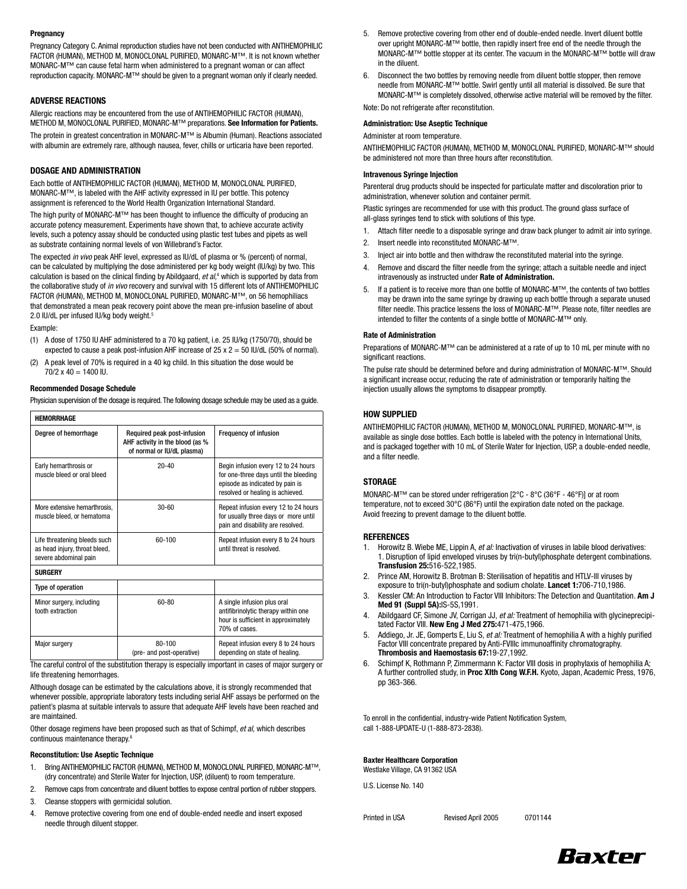**Pregnancy**

Pregnancy Category C. Animal reproduction studies have not been conducted with ANTIHEMOPHILIC FACTOR (HUMAN), METHOD M, MONOCLONAL PURIFIED, MONARC-M™. It is not known whether MONARC-M™ can cause fetal harm when administered to a pregnant woman or can affect reproduction capacity. MONARC-M™ should be given to a pregnant woman only if clearly needed.

## ADVERSE REACTIONS

Allergic reactions may be encountered from the use of ANTIHEMOPHILIC FACTOR (HUMAN), METHOD M, MONOCLONAL PURIFIED, MONARC-M™ preparations. **See Information for Patients.**

The protein in greatest concentration in MONARC-M™ is Albumin (Human). Reactions associated with albumin are extremely rare, although nausea, fever, chills or urticaria have been reported.

## DOSAGE AND ADMINISTRATION

Each bottle of ANTIHEMOPHILIC FACTOR (HUMAN), METHOD M, MONOCLONAL PURIFIED, MONARC-M™, is labeled with the AHF activity expressed in IU per bottle. This potency assignment is referenced to the World Health Organization International Standard.

The high purity of MONARC-M™ has been thought to influence the difficulty of producing an accurate potency measurement. Experiments have shown that, to achieve accurate activity levels, such a potency assay should be conducted using plastic test tubes and pipets as well as substrate containing normal levels of von Willebrand's Factor.

The expected *in vivo* peak AHF level, expressed as IU/dL of plasma or % (percent) of normal, can be calculated by multiplying the dose administered per kg body weight (IU/kg) by two. This calculation is based on the clinical finding by Abildgaard, *et al*,[4] which is supported by data from the collaborative study of *in vivo* recovery and survival with 15 different lots of ANTIHEMOPHILIC FACTOR (HUMAN), METHOD M, MONOCLONAL PURIFIED, MONARC-M™, on 56 hemophiliacs that demonstrated a mean peak recovery point above the mean pre-infusion baseline of about 2.0 IU/dL per infused IU/kg body weight.[5]

Example:

(1) A dose of 1750 IU AHF administered to a 70 kg patient, i.e. 25 IU/kg (1750/70), should be expected to cause a peak post-infusion AHF increase of 25 x 2 = 50 IU/dL (50% of normal).

(2) A peak level of 70% is required in a 40 kg child. In this situation the dose would be 70/2 x 40 = 1400 IU.

**Recommended Dosage Schedule**

Physician supervision of the dosage is required. The following dosage schedule may be used as a guide.

| **HEMORRHAGE** | | |
|---|---|---|
| Degree of hemorrhage | Required peak post-infusion AHF activity in the blood (as % of normal or IU/dL plasma) | Frequency of infusion |
| Early hemarthrosis or muscle bleed or oral bleed | 20-40 | Begin infusion every 12 to 24 hours for one-three days until the bleeding episode as indicated by pain is resolved or healing is achieved. |
| More extensive hemarthrosis, muscle bleed, or hematoma | 30-60 | Repeat infusion every 12 to 24 hours for usually three days or more until pain and disability are resolved. |
| Life threatening bleeds such as head injury, throat bleed, severe abdominal pain | 60-100 | Repeat infusion every 8 to 24 hours until threat is resolved. |
| **SURGERY** | | |
| Type of operation | | |
| Minor surgery, including tooth extraction | 60-80 | A single infusion plus oral antifibrinolytic therapy within one hour is sufficient in approximately 70% of cases. |
| Major surgery | 80-100 (pre- and post-operative) | Repeat infusion every 8 to 24 hours depending on state of healing. |

The careful control of the substitution therapy is especially important in cases of major surgery or life threatening hemorrhages.

Although dosage can be estimated by the calculations above, it is strongly recommended that whenever possible, appropriate laboratory tests including serial AHF assays be performed on the patient's plasma at suitable intervals to assure that adequate AHF levels have been reached and are maintained.

Other dosage regimens have been proposed such as that of Schimpf, *et al,* which describes continuous maintenance therapy.[6]

**Reconstitution: Use Aseptic Technique**

1. Bring ANTIHEMOPHILIC FACTOR (HUMAN), METHOD M, MONOCLONAL PURIFIED, MONARC-M™, (dry concentrate) and Sterile Water for Injection, USP, (diluent) to room temperature.
2. Remove caps from concentrate and diluent bottles to expose central portion of rubber stoppers.
3. Cleanse stoppers with germicidal solution.
4. Remove protective covering from one end of double-ended needle and insert exposed needle through diluent stopper.
5. Remove protective covering from other end of double-ended needle. Invert diluent bottle over upright MONARC-M™ bottle, then rapidly insert free end of the needle through the MONARC-M™ bottle stopper at its center. The vacuum in the MONARC-M™ bottle will draw in the diluent.
6. Disconnect the two bottles by removing needle from diluent bottle stopper, then remove needle from MONARC-M™ bottle. Swirl gently until all material is dissolved. Be sure that MONARC-M™ is completely dissolved, otherwise active material will be removed by the filter.

Note: Do not refrigerate after reconstitution.

**Administration: Use Aseptic Technique**

Administer at room temperature.

ANTIHEMOPHILIC FACTOR (HUMAN), METHOD M, MONOCLONAL PURIFIED, MONARC-M™ should be administered not more than three hours after reconstitution.

**Intravenous Syringe Injection**

Parenteral drug products should be inspected for particulate matter and discoloration prior to administration, whenever solution and container permit.

Plastic syringes are recommended for use with this product. The ground glass surface of all-glass syringes tend to stick with solutions of this type.

1. Attach filter needle to a disposable syringe and draw back plunger to admit air into syringe.
2. Insert needle into reconstituted MONARC-M™.
3. Inject air into bottle and then withdraw the reconstituted material into the syringe.
4. Remove and discard the filter needle from the syringe; attach a suitable needle and inject intravenously as instructed under **Rate of Administration.**
5. If a patient is to receive more than one bottle of MONARC-M™, the contents of two bottles may be drawn into the same syringe by drawing up each bottle through a separate unused filter needle. This practice lessens the loss of MONARC-M™. Please note, filter needles are intended to filter the contents of a single bottle of MONARC-M™ only.

**Rate of Administration**

Preparations of MONARC-M™ can be administered at a rate of up to 10 mL per minute with no significant reactions.

The pulse rate should be determined before and during administration of MONARC-M™. Should a significant increase occur, reducing the rate of administration or temporarily halting the injection usually allows the symptoms to disappear promptly.

## HOW SUPPLIED

ANTIHEMOPHILIC FACTOR (HUMAN), METHOD M, MONOCLONAL PURIFIED, MONARC-M™, is available as single dose bottles. Each bottle is labeled with the potency in International Units, and is packaged together with 10 mL of Sterile Water for Injection, USP, a double-ended needle, and a filter needle.

## STORAGE

MONARC-M™ can be stored under refrigeration [2°C - 8°C (36°F - 46°F)] or at room temperature, not to exceed 30°C (86°F) until the expiration date noted on the package. Avoid freezing to prevent damage to the diluent bottle.

## REFERENCES

1. Horowitz B. Wiebe ME, Lippin A, *et al:* Inactivation of viruses in labile blood derivatives: 1. Disruption of lipid enveloped viruses by tri(n-butyl)phosphate detergent combinations. **Transfusion 25:**516-522,1985.
2. Prince AM, Horowitz B. Brotman B: Sterilisation of hepatitis and HTLV-III viruses by exposure to tri(n-butyl)phosphate and sodium cholate. **Lancet 1:**706-710,1986.
3. Kessler CM: An Introduction to Factor VIII Inhibitors: The Detection and Quantitation. **Am J Med 91 (Suppl 5A):**IS-5S,1991.
4. Abildgaard CF, Simone JV, Corrigan JJ, *et al:* Treatment of hemophilia with glycineprecipitated Factor VIII. **New Eng J Med 275:**471-475,1966.
5. Addiego, Jr. JE, Gomperts E, Liu S, *et al:* Treatment of hemophilia A with a highly purified Factor VIII concentrate prepared by Anti-FVIIIc immunoaffinity chromatography. **Thrombosis and Haemostasis 67:**19-27,1992.
6. Schimpf K, Rothmann P, Zimmermann K: Factor VIII dosis in prophylaxis of hemophilia A; A further controlled study, in **Proc XIth Cong W.F.H.** Kyoto, Japan, Academic Press, 1976, pp 363-366.

To enroll in the confidential, industry-wide Patient Notification System, call 1-888-UPDATE-U (1-888-873-2838).

**Baxter Healthcare Corporation**
Westlake Village, CA 91362 USA

U.S. License No. 140

Printed in USA Revised April 2005 0701144

Baxter